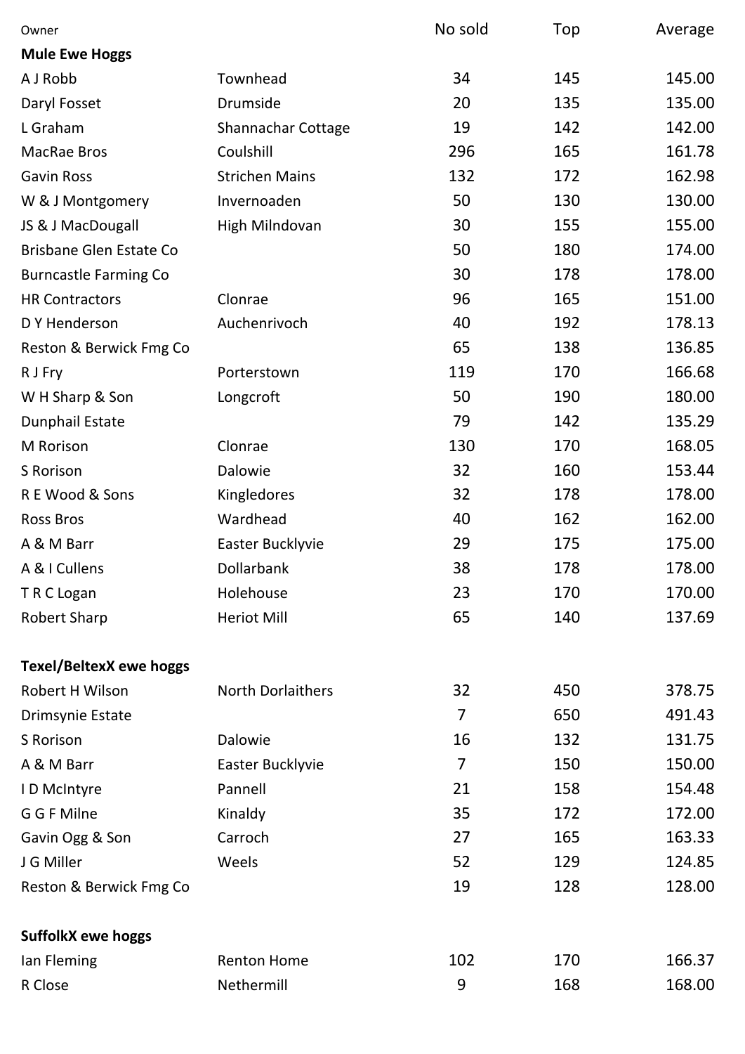| Owner | | No sold | Top | Average |
|---|---|---|---|---|
| **Mule Ewe Hoggs** | | | | |
| A J Robb | Townhead | 34 | 145 | 145.00 |
| Daryl Fosset | Drumside | 20 | 135 | 135.00 |
| L Graham | Shannachar Cottage | 19 | 142 | 142.00 |
| MacRae Bros | Coulshill | 296 | 165 | 161.78 |
| Gavin Ross | Strichen Mains | 132 | 172 | 162.98 |
| W & J Montgomery | Invernoaden | 50 | 130 | 130.00 |
| JS & J MacDougall | High Milndovan | 30 | 155 | 155.00 |
| Brisbane Glen Estate Co | | 50 | 180 | 174.00 |
| Burncastle Farming Co | | 30 | 178 | 178.00 |
| HR Contractors | Clonrae | 96 | 165 | 151.00 |
| D Y Henderson | Auchenrivoch | 40 | 192 | 178.13 |
| Reston & Berwick Fmg Co | | 65 | 138 | 136.85 |
| R J Fry | Porterstown | 119 | 170 | 166.68 |
| W H Sharp & Son | Longcroft | 50 | 190 | 180.00 |
| Dunphail Estate | | 79 | 142 | 135.29 |
| M Rorison | Clonrae | 130 | 170 | 168.05 |
| S Rorison | Dalowie | 32 | 160 | 153.44 |
| R E Wood & Sons | Kingledores | 32 | 178 | 178.00 |
| Ross Bros | Wardhead | 40 | 162 | 162.00 |
| A & M Barr | Easter Bucklyvie | 29 | 175 | 175.00 |
| A & I Cullens | Dollarbank | 38 | 178 | 178.00 |
| T R C Logan | Holehouse | 23 | 170 | 170.00 |
| Robert Sharp | Heriot Mill | 65 | 140 | 137.69 |
| | | | | |
| **Texel/BeltexX ewe hoggs** | | | | |
| Robert H Wilson | North Dorlaithers | 32 | 450 | 378.75 |
| Drimsynie Estate | | 7 | 650 | 491.43 |
| S Rorison | Dalowie | 16 | 132 | 131.75 |
| A & M Barr | Easter Bucklyvie | 7 | 150 | 150.00 |
| I D McIntyre | Pannell | 21 | 158 | 154.48 |
| G G F Milne | Kinaldy | 35 | 172 | 172.00 |
| Gavin Ogg & Son | Carroch | 27 | 165 | 163.33 |
| J G Miller | Weels | 52 | 129 | 124.85 |
| Reston & Berwick Fmg Co | | 19 | 128 | 128.00 |
| | | | | |
| **SuffolkX ewe hoggs** | | | | |
| Ian Fleming | Renton Home | 102 | 170 | 166.37 |
| R Close | Nethermill | 9 | 168 | 168.00 |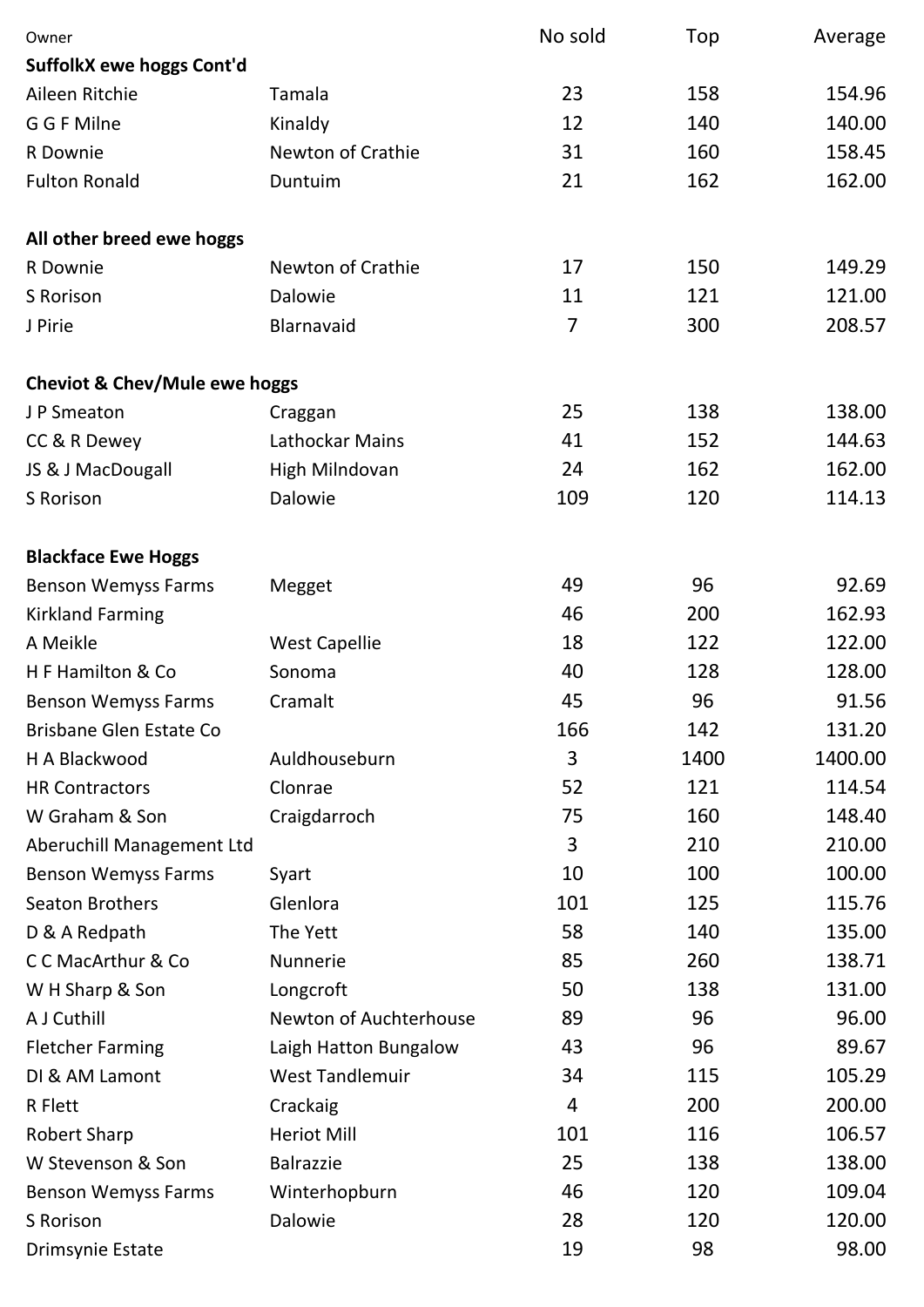| Owner | | No sold | Top | Average |
|---|---|---|---|---|
| **SuffolkX ewe hoggs Cont'd** | | | | |
| Aileen Ritchie | Tamala | 23 | 158 | 154.96 |
| G G F Milne | Kinaldy | 12 | 140 | 140.00 |
| R Downie | Newton of Crathie | 31 | 160 | 158.45 |
| Fulton Ronald | Duntuim | 21 | 162 | 162.00 |
| | | | | |
| **All other breed ewe hoggs** | | | | |
| R Downie | Newton of Crathie | 17 | 150 | 149.29 |
| S Rorison | Dalowie | 11 | 121 | 121.00 |
| J Pirie | Blarnavaid | 7 | 300 | 208.57 |
| | | | | |
| **Cheviot & Chev/Mule ewe hoggs** | | | | |
| J P Smeaton | Craggan | 25 | 138 | 138.00 |
| CC & R Dewey | Lathockar Mains | 41 | 152 | 144.63 |
| JS & J MacDougall | High Milndovan | 24 | 162 | 162.00 |
| S Rorison | Dalowie | 109 | 120 | 114.13 |
| | | | | |
| **Blackface Ewe Hoggs** | | | | |
| Benson Wemyss Farms | Megget | 49 | 96 | 92.69 |
| Kirkland Farming | | 46 | 200 | 162.93 |
| A Meikle | West Capellie | 18 | 122 | 122.00 |
| H F Hamilton & Co | Sonoma | 40 | 128 | 128.00 |
| Benson Wemyss Farms | Cramalt | 45 | 96 | 91.56 |
| Brisbane Glen Estate Co | | 166 | 142 | 131.20 |
| H A Blackwood | Auldhouseburn | 3 | 1400 | 1400.00 |
| HR Contractors | Clonrae | 52 | 121 | 114.54 |
| W Graham & Son | Craigdarroch | 75 | 160 | 148.40 |
| Aberuchill Management Ltd | | 3 | 210 | 210.00 |
| Benson Wemyss Farms | Syart | 10 | 100 | 100.00 |
| Seaton Brothers | Glenlora | 101 | 125 | 115.76 |
| D & A Redpath | The Yett | 58 | 140 | 135.00 |
| C C MacArthur & Co | Nunnerie | 85 | 260 | 138.71 |
| W H Sharp & Son | Longcroft | 50 | 138 | 131.00 |
| A J Cuthill | Newton of Auchterhouse | 89 | 96 | 96.00 |
| Fletcher Farming | Laigh Hatton Bungalow | 43 | 96 | 89.67 |
| DI & AM Lamont | West Tandlemuir | 34 | 115 | 105.29 |
| R Flett | Crackaig | 4 | 200 | 200.00 |
| Robert Sharp | Heriot Mill | 101 | 116 | 106.57 |
| W Stevenson & Son | Balrazzie | 25 | 138 | 138.00 |
| Benson Wemyss Farms | Winterhopburn | 46 | 120 | 109.04 |
| S Rorison | Dalowie | 28 | 120 | 120.00 |
| Drimsynie Estate | | 19 | 98 | 98.00 |